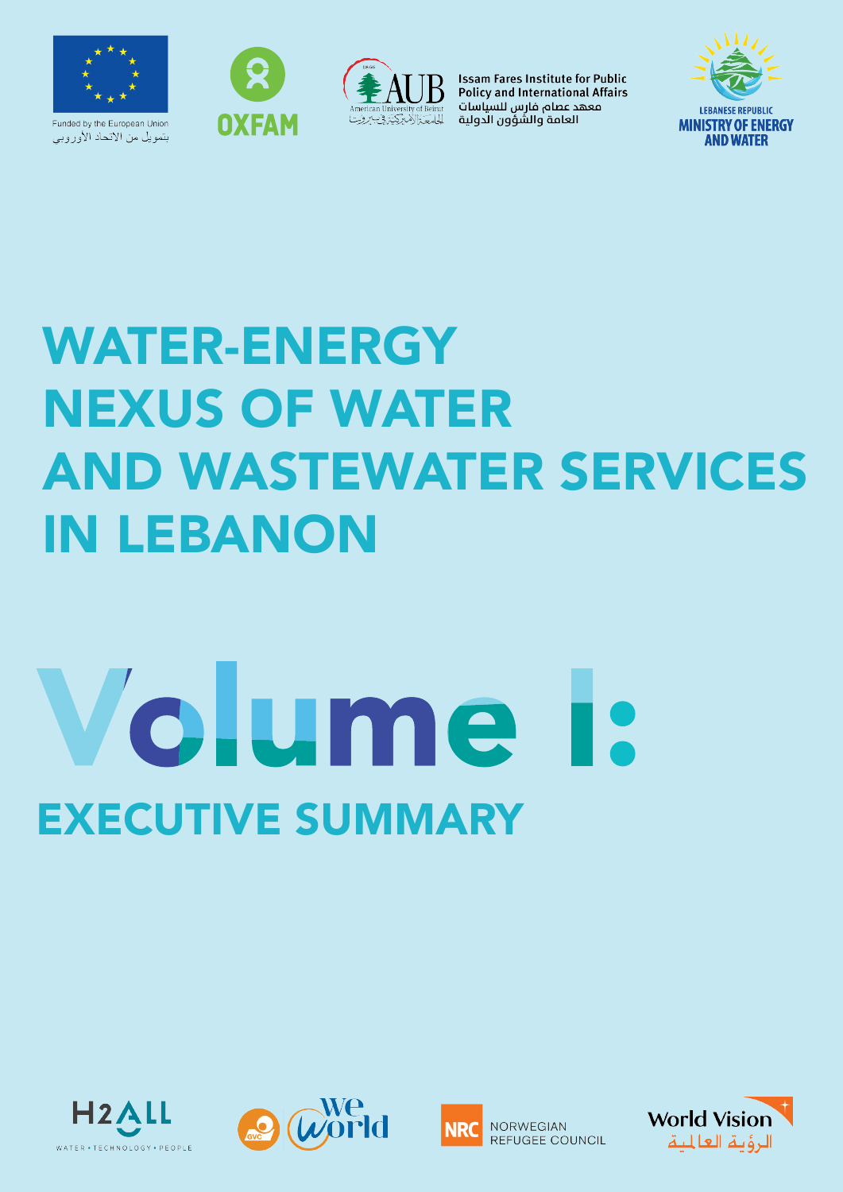Funded by the European Union

بتمويل من الاتحاد الأوروبي

OXFAM

Issam Fares Institute for Public Policy and International Affairs

معهد عصام فارس للسياسات العامة والشؤون الدولية

LEBANESE REPUBLIC

MINISTRY OF ENERGY AND WATER

# WATER-ENERGY NEXUS OF WATER AND WASTEWATER SERVICES IN LEBANON

# Volume I:

## EXECUTIVE SUMMARY

H2ALL WATER • TECHNOLOGY • PEOPLE

GVC WeWorld

NRC NORWEGIAN REFUGEE COUNCIL

World Vision

الرؤية العالمية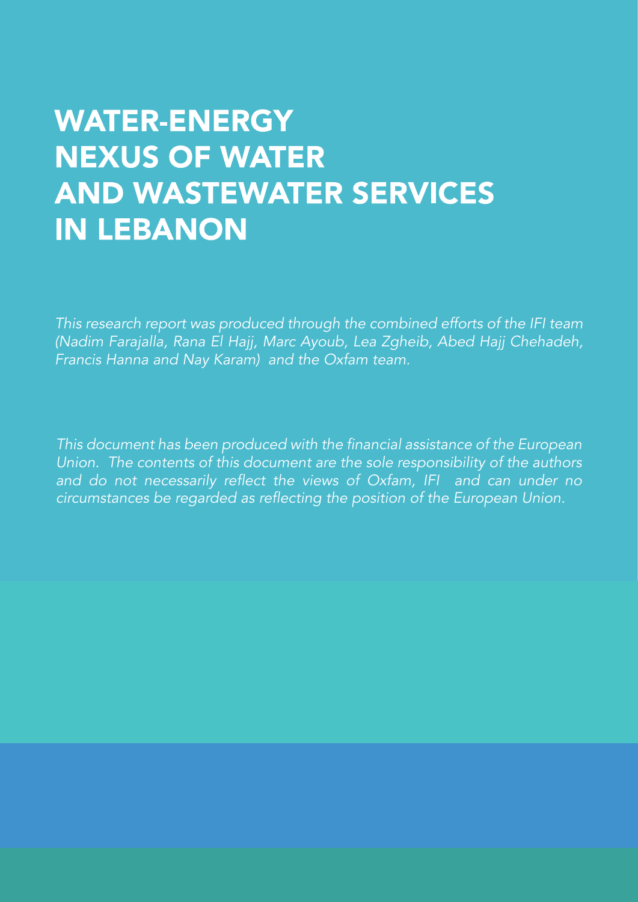# WATER-ENERGY NEXUS OF WATER AND WASTEWATER SERVICES IN LEBANON

*This research report was produced through the combined efforts of the IFI team (Nadim Farajalla, Rana El Hajj, Marc Ayoub, Lea Zgheib, Abed Hajj Chehadeh, Francis Hanna and Nay Karam) and the Oxfam team.*

*This document has been produced with the financial assistance of the European Union. The contents of this document are the sole responsibility of the authors and do not necessarily reflect the views of Oxfam, IFI and can under no circumstances be regarded as reflecting the position of the European Union.*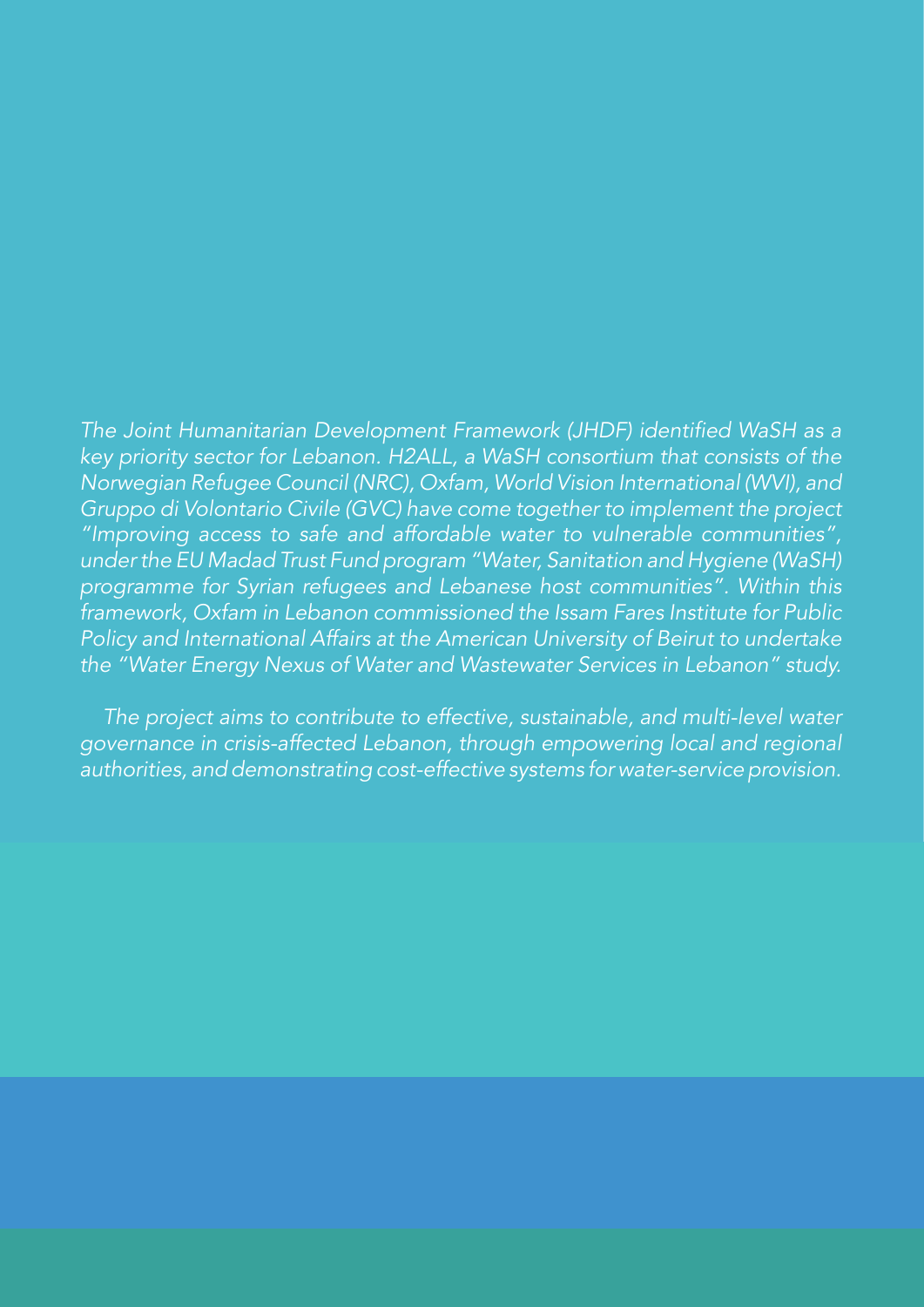*The Joint Humanitarian Development Framework (JHDF) identified WaSH as a key priority sector for Lebanon. H2ALL, a WaSH consortium that consists of the Norwegian Refugee Council (NRC), Oxfam, World Vision International (WVI), and Gruppo di Volontario Civile (GVC) have come together to implement the project "Improving access to safe and affordable water to vulnerable communities", under the EU Madad Trust Fund program "Water, Sanitation and Hygiene (WaSH) programme for Syrian refugees and Lebanese host communities". Within this framework, Oxfam in Lebanon commissioned the Issam Fares Institute for Public Policy and International Affairs at the American University of Beirut to undertake the "Water Energy Nexus of Water and Wastewater Services in Lebanon" study.*

*The project aims to contribute to effective, sustainable, and multi-level water governance in crisis-affected Lebanon, through empowering local and regional authorities, and demonstrating cost-effective systems for water-service provision.*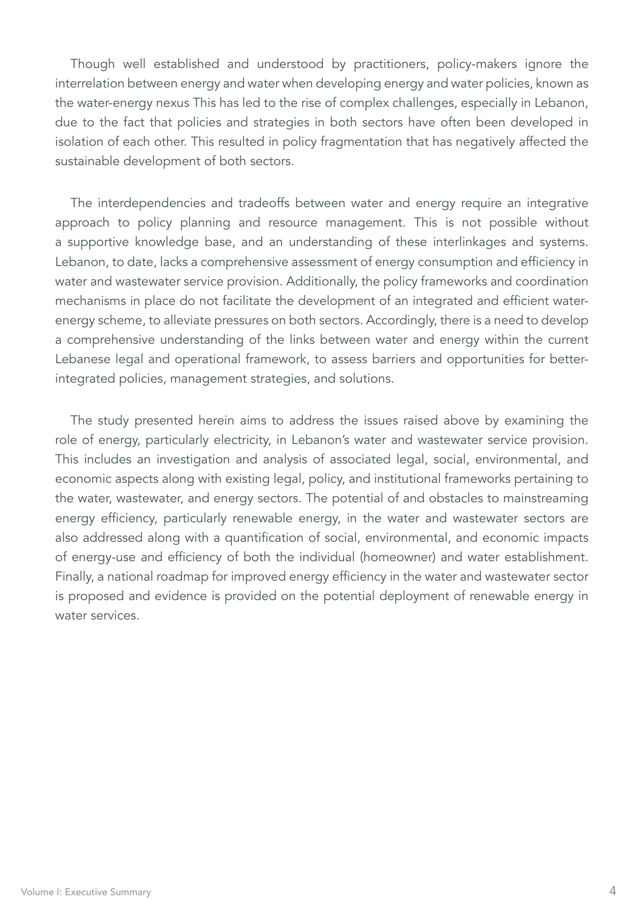Though well established and understood by practitioners, policy-makers ignore the interrelation between energy and water when developing energy and water policies, known as the water-energy nexus This has led to the rise of complex challenges, especially in Lebanon, due to the fact that policies and strategies in both sectors have often been developed in isolation of each other. This resulted in policy fragmentation that has negatively affected the sustainable development of both sectors.

The interdependencies and tradeoffs between water and energy require an integrative approach to policy planning and resource management. This is not possible without a supportive knowledge base, and an understanding of these interlinkages and systems. Lebanon, to date, lacks a comprehensive assessment of energy consumption and efficiency in water and wastewater service provision. Additionally, the policy frameworks and coordination mechanisms in place do not facilitate the development of an integrated and efficient water-energy scheme, to alleviate pressures on both sectors. Accordingly, there is a need to develop a comprehensive understanding of the links between water and energy within the current Lebanese legal and operational framework, to assess barriers and opportunities for better-integrated policies, management strategies, and solutions.

The study presented herein aims to address the issues raised above by examining the role of energy, particularly electricity, in Lebanon's water and wastewater service provision. This includes an investigation and analysis of associated legal, social, environmental, and economic aspects along with existing legal, policy, and institutional frameworks pertaining to the water, wastewater, and energy sectors. The potential of and obstacles to mainstreaming energy efficiency, particularly renewable energy, in the water and wastewater sectors are also addressed along with a quantification of social, environmental, and economic impacts of energy-use and efficiency of both the individual (homeowner) and water establishment. Finally, a national roadmap for improved energy efficiency in the water and wastewater sector is proposed and evidence is provided on the potential deployment of renewable energy in water services.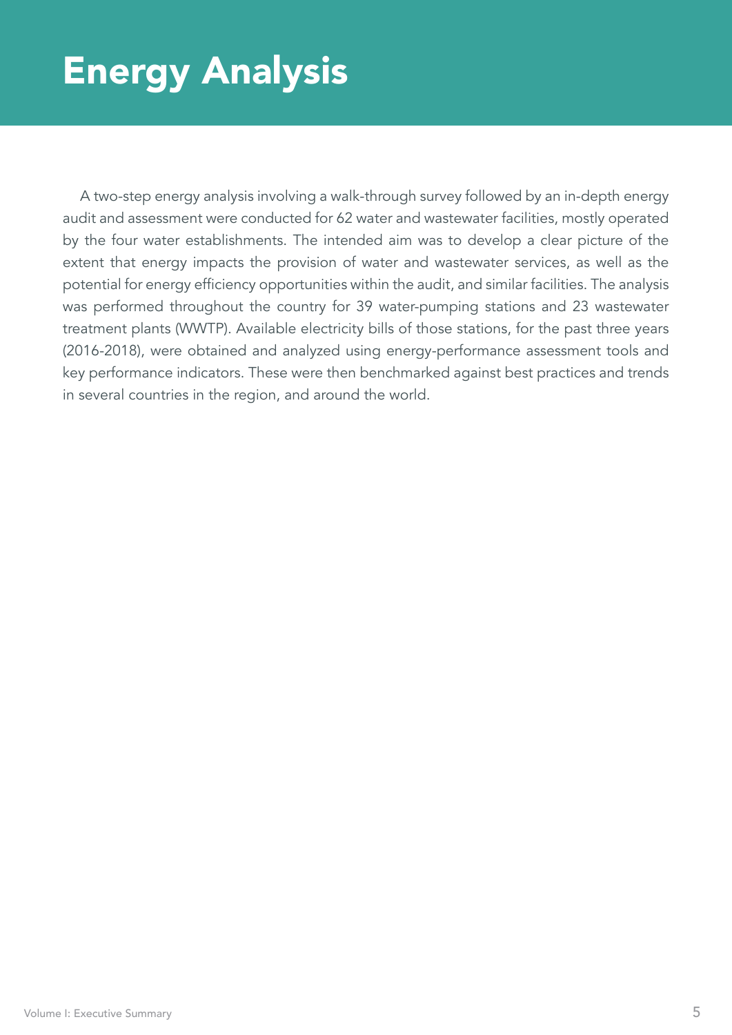# Energy Analysis

A two-step energy analysis involving a walk-through survey followed by an in-depth energy audit and assessment were conducted for 62 water and wastewater facilities, mostly operated by the four water establishments. The intended aim was to develop a clear picture of the extent that energy impacts the provision of water and wastewater services, as well as the potential for energy efficiency opportunities within the audit, and similar facilities. The analysis was performed throughout the country for 39 water-pumping stations and 23 wastewater treatment plants (WWTP). Available electricity bills of those stations, for the past three years (2016-2018), were obtained and analyzed using energy-performance assessment tools and key performance indicators. These were then benchmarked against best practices and trends in several countries in the region, and around the world.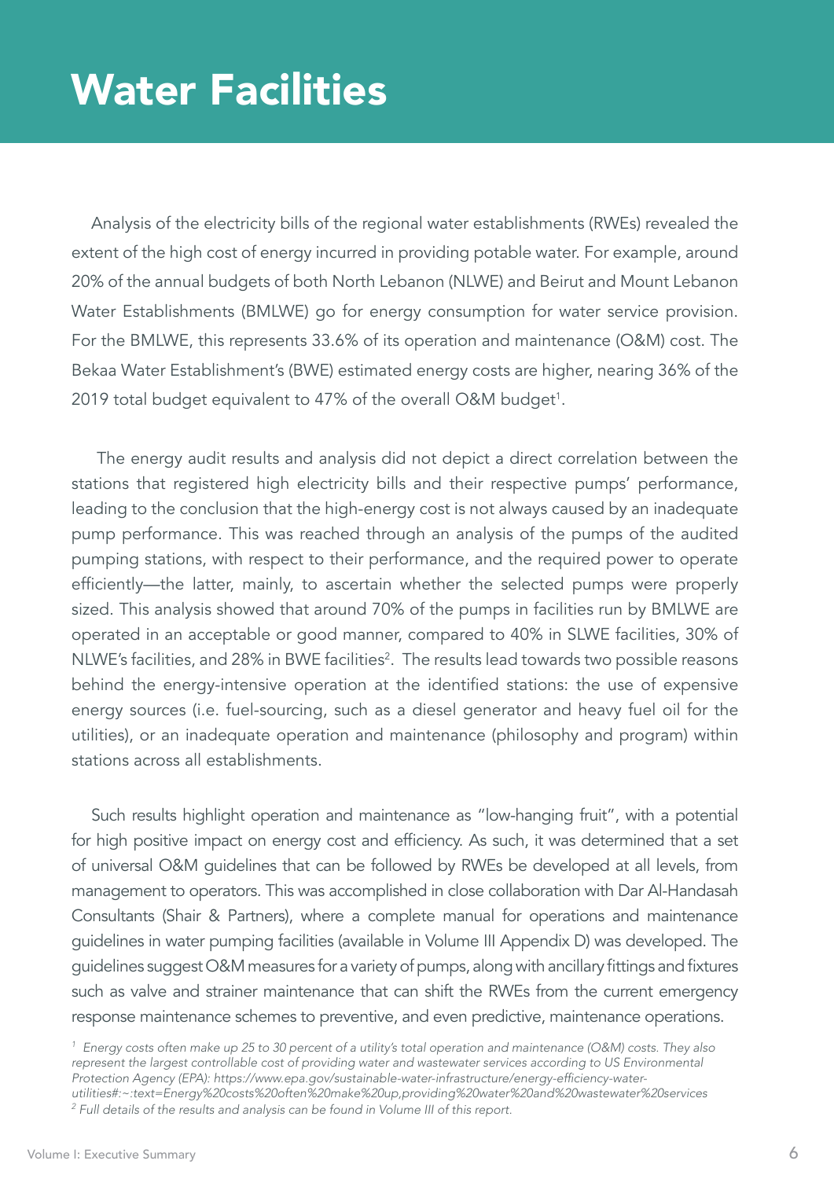# Water Facilities

Analysis of the electricity bills of the regional water establishments (RWEs) revealed the extent of the high cost of energy incurred in providing potable water. For example, around 20% of the annual budgets of both North Lebanon (NLWE) and Beirut and Mount Lebanon Water Establishments (BMLWE) go for energy consumption for water service provision. For the BMLWE, this represents 33.6% of its operation and maintenance (O&M) cost. The Bekaa Water Establishment's (BWE) estimated energy costs are higher, nearing 36% of the 2019 total budget equivalent to 47% of the overall O&M budget[1].

The energy audit results and analysis did not depict a direct correlation between the stations that registered high electricity bills and their respective pumps' performance, leading to the conclusion that the high-energy cost is not always caused by an inadequate pump performance. This was reached through an analysis of the pumps of the audited pumping stations, with respect to their performance, and the required power to operate efficiently—the latter, mainly, to ascertain whether the selected pumps were properly sized. This analysis showed that around 70% of the pumps in facilities run by BMLWE are operated in an acceptable or good manner, compared to 40% in SLWE facilities, 30% of NLWE's facilities, and 28% in BWE facilities[2]. The results lead towards two possible reasons behind the energy-intensive operation at the identified stations: the use of expensive energy sources (i.e. fuel-sourcing, such as a diesel generator and heavy fuel oil for the utilities), or an inadequate operation and maintenance (philosophy and program) within stations across all establishments.

Such results highlight operation and maintenance as "low-hanging fruit", with a potential for high positive impact on energy cost and efficiency. As such, it was determined that a set of universal O&M guidelines that can be followed by RWEs be developed at all levels, from management to operators. This was accomplished in close collaboration with Dar Al-Handasah Consultants (Shair & Partners), where a complete manual for operations and maintenance guidelines in water pumping facilities (available in Volume III Appendix D) was developed. The guidelines suggest O&M measures for a variety of pumps, along with ancillary fittings and fixtures such as valve and strainer maintenance that can shift the RWEs from the current emergency response maintenance schemes to preventive, and even predictive, maintenance operations.

*[1] Energy costs often make up 25 to 30 percent of a utility's total operation and maintenance (O&M) costs. They also represent the largest controllable cost of providing water and wastewater services according to US Environmental Protection Agency (EPA): https://www.epa.gov/sustainable-water-infrastructure/energy-efficiency-water-utilities#:~:text=Energy%20costs%20often%20make%20up,providing%20water%20and%20wastewater%20services*

*[2] Full details of the results and analysis can be found in Volume III of this report.*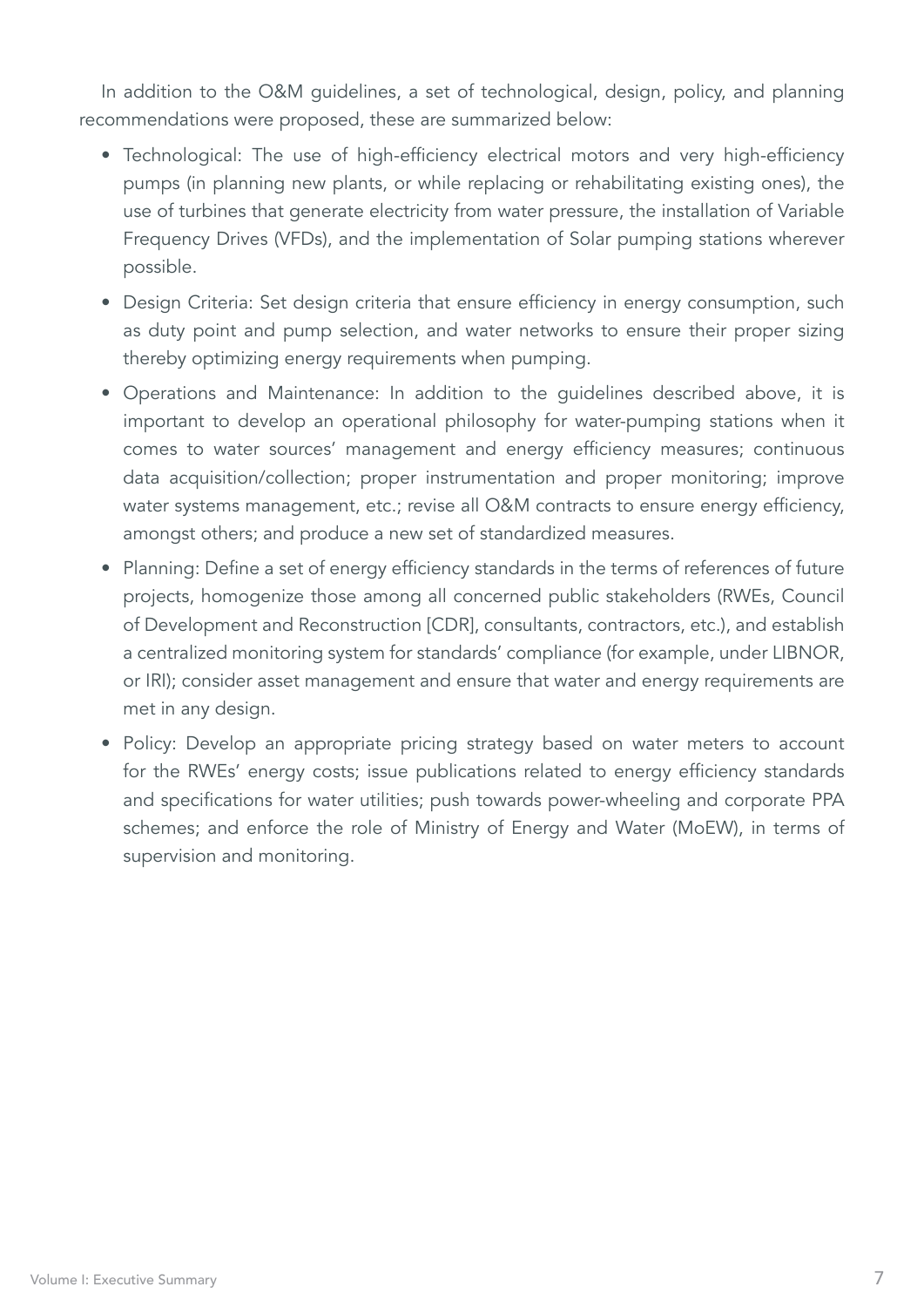In addition to the O&M guidelines, a set of technological, design, policy, and planning recommendations were proposed, these are summarized below:

- Technological: The use of high-efficiency electrical motors and very high-efficiency pumps (in planning new plants, or while replacing or rehabilitating existing ones), the use of turbines that generate electricity from water pressure, the installation of Variable Frequency Drives (VFDs), and the implementation of Solar pumping stations wherever possible.
- Design Criteria: Set design criteria that ensure efficiency in energy consumption, such as duty point and pump selection, and water networks to ensure their proper sizing thereby optimizing energy requirements when pumping.
- Operations and Maintenance: In addition to the guidelines described above, it is important to develop an operational philosophy for water-pumping stations when it comes to water sources' management and energy efficiency measures; continuous data acquisition/collection; proper instrumentation and proper monitoring; improve water systems management, etc.; revise all O&M contracts to ensure energy efficiency, amongst others; and produce a new set of standardized measures.
- Planning: Define a set of energy efficiency standards in the terms of references of future projects, homogenize those among all concerned public stakeholders (RWEs, Council of Development and Reconstruction [CDR], consultants, contractors, etc.), and establish a centralized monitoring system for standards' compliance (for example, under LIBNOR, or IRI); consider asset management and ensure that water and energy requirements are met in any design.
- Policy: Develop an appropriate pricing strategy based on water meters to account for the RWEs' energy costs; issue publications related to energy efficiency standards and specifications for water utilities; push towards power-wheeling and corporate PPA schemes; and enforce the role of Ministry of Energy and Water (MoEW), in terms of supervision and monitoring.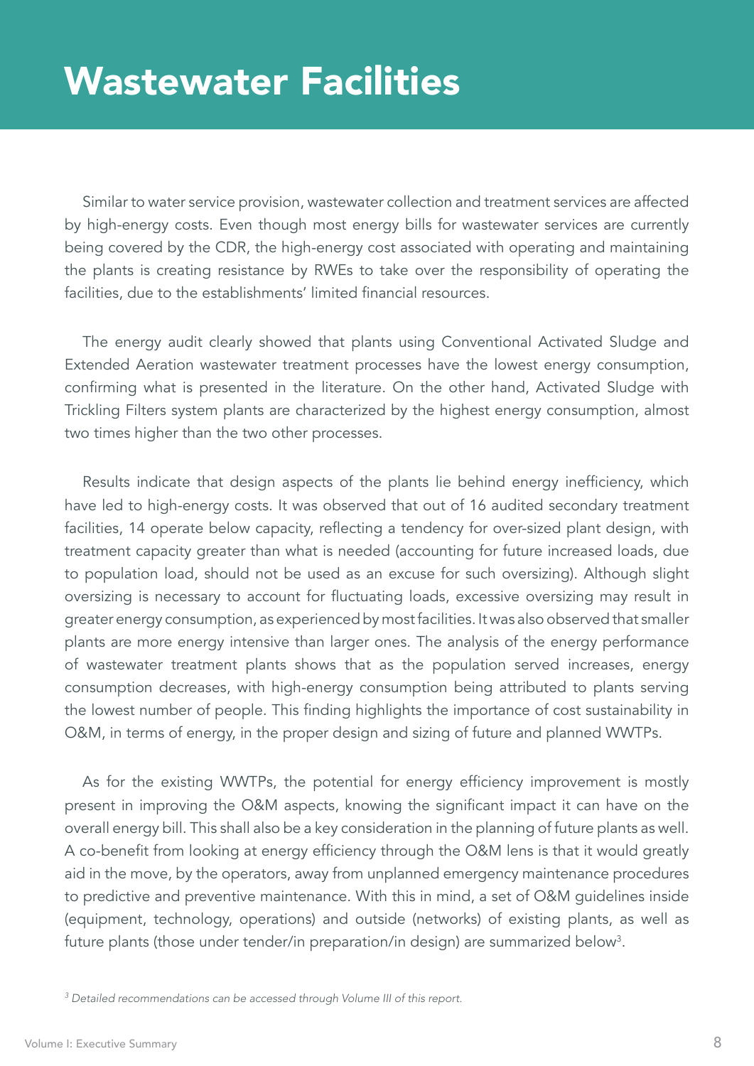# Wastewater Facilities

Similar to water service provision, wastewater collection and treatment services are affected by high-energy costs. Even though most energy bills for wastewater services are currently being covered by the CDR, the high-energy cost associated with operating and maintaining the plants is creating resistance by RWEs to take over the responsibility of operating the facilities, due to the establishments' limited financial resources.

The energy audit clearly showed that plants using Conventional Activated Sludge and Extended Aeration wastewater treatment processes have the lowest energy consumption, confirming what is presented in the literature. On the other hand, Activated Sludge with Trickling Filters system plants are characterized by the highest energy consumption, almost two times higher than the two other processes.

Results indicate that design aspects of the plants lie behind energy inefficiency, which have led to high-energy costs. It was observed that out of 16 audited secondary treatment facilities, 14 operate below capacity, reflecting a tendency for over-sized plant design, with treatment capacity greater than what is needed (accounting for future increased loads, due to population load, should not be used as an excuse for such oversizing). Although slight oversizing is necessary to account for fluctuating loads, excessive oversizing may result in greater energy consumption, as experienced by most facilities. It was also observed that smaller plants are more energy intensive than larger ones. The analysis of the energy performance of wastewater treatment plants shows that as the population served increases, energy consumption decreases, with high-energy consumption being attributed to plants serving the lowest number of people. This finding highlights the importance of cost sustainability in O&M, in terms of energy, in the proper design and sizing of future and planned WWTPs.

As for the existing WWTPs, the potential for energy efficiency improvement is mostly present in improving the O&M aspects, knowing the significant impact it can have on the overall energy bill. This shall also be a key consideration in the planning of future plants as well. A co-benefit from looking at energy efficiency through the O&M lens is that it would greatly aid in the move, by the operators, away from unplanned emergency maintenance procedures to predictive and preventive maintenance. With this in mind, a set of O&M guidelines inside (equipment, technology, operations) and outside (networks) of existing plants, as well as future plants (those under tender/in preparation/in design) are summarized below[3].

[3] *Detailed recommendations can be accessed through Volume III of this report.*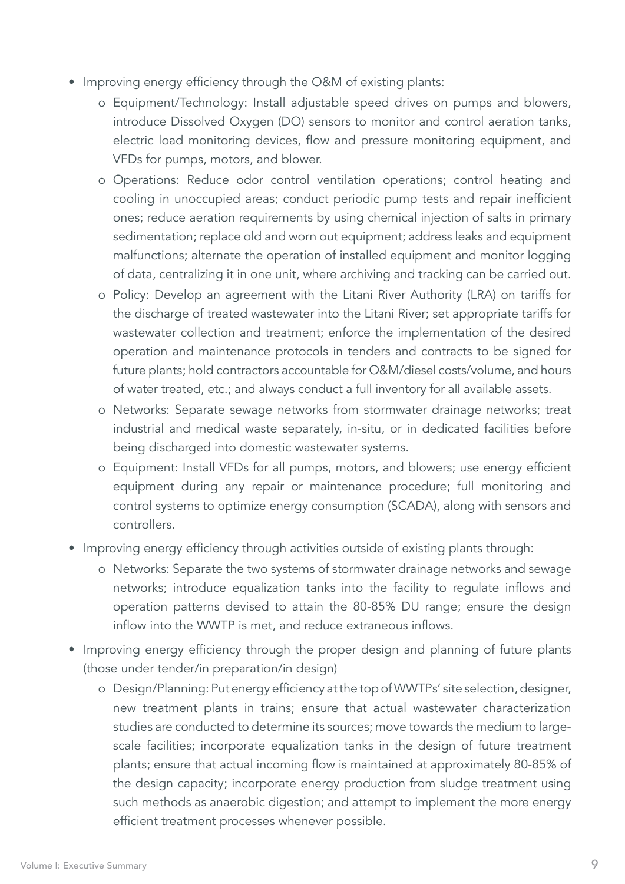- Improving energy efficiency through the O&M of existing plants:
  - Equipment/Technology: Install adjustable speed drives on pumps and blowers, introduce Dissolved Oxygen (DO) sensors to monitor and control aeration tanks, electric load monitoring devices, flow and pressure monitoring equipment, and VFDs for pumps, motors, and blower.
  - Operations: Reduce odor control ventilation operations; control heating and cooling in unoccupied areas; conduct periodic pump tests and repair inefficient ones; reduce aeration requirements by using chemical injection of salts in primary sedimentation; replace old and worn out equipment; address leaks and equipment malfunctions; alternate the operation of installed equipment and monitor logging of data, centralizing it in one unit, where archiving and tracking can be carried out.
  - Policy: Develop an agreement with the Litani River Authority (LRA) on tariffs for the discharge of treated wastewater into the Litani River; set appropriate tariffs for wastewater collection and treatment; enforce the implementation of the desired operation and maintenance protocols in tenders and contracts to be signed for future plants; hold contractors accountable for O&M/diesel costs/volume, and hours of water treated, etc.; and always conduct a full inventory for all available assets.
  - Networks: Separate sewage networks from stormwater drainage networks; treat industrial and medical waste separately, in-situ, or in dedicated facilities before being discharged into domestic wastewater systems.
  - Equipment: Install VFDs for all pumps, motors, and blowers; use energy efficient equipment during any repair or maintenance procedure; full monitoring and control systems to optimize energy consumption (SCADA), along with sensors and controllers.
- Improving energy efficiency through activities outside of existing plants through:
  - Networks: Separate the two systems of stormwater drainage networks and sewage networks; introduce equalization tanks into the facility to regulate inflows and operation patterns devised to attain the 80-85% DU range; ensure the design inflow into the WWTP is met, and reduce extraneous inflows.
- Improving energy efficiency through the proper design and planning of future plants (those under tender/in preparation/in design)
  - Design/Planning: Put energy efficiency at the top of WWTPs' site selection, designer, new treatment plants in trains; ensure that actual wastewater characterization studies are conducted to determine its sources; move towards the medium to large-scale facilities; incorporate equalization tanks in the design of future treatment plants; ensure that actual incoming flow is maintained at approximately 80-85% of the design capacity; incorporate energy production from sludge treatment using such methods as anaerobic digestion; and attempt to implement the more energy efficient treatment processes whenever possible.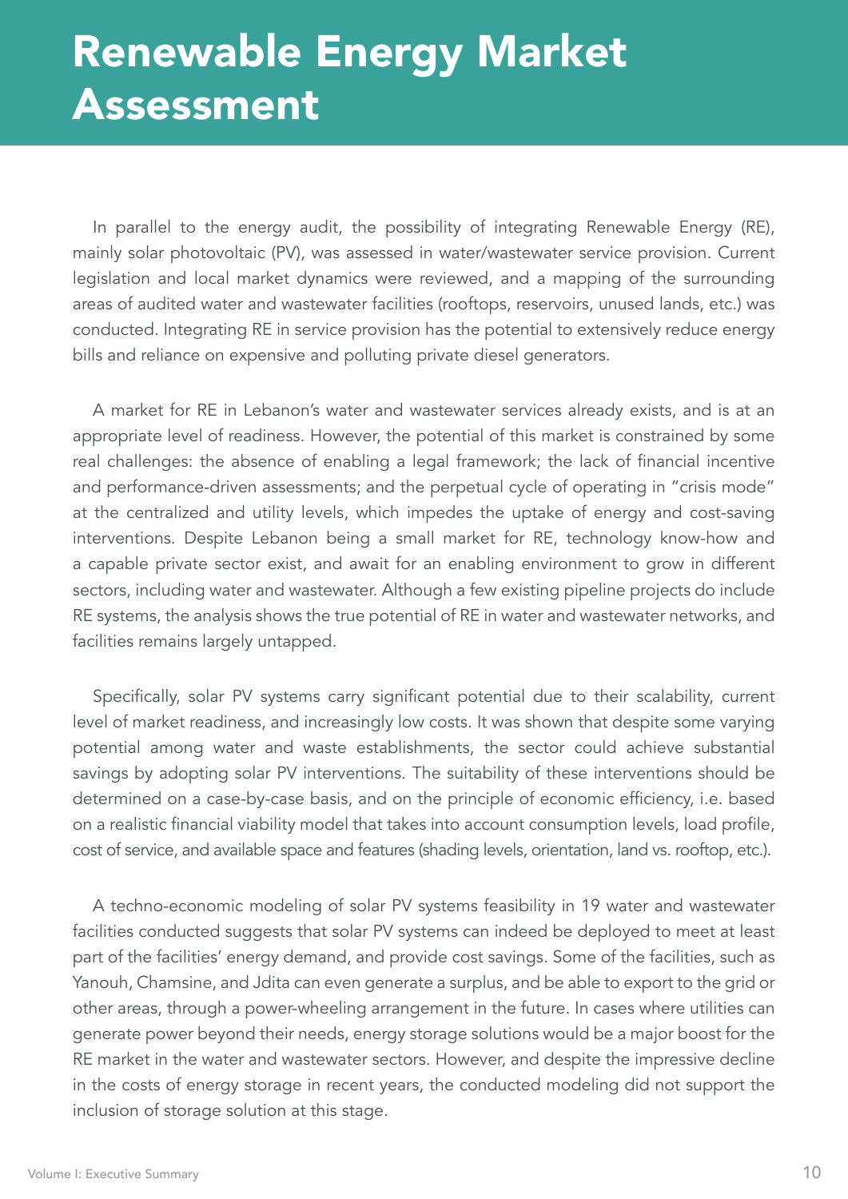# Renewable Energy Market Assessment

In parallel to the energy audit, the possibility of integrating Renewable Energy (RE), mainly solar photovoltaic (PV), was assessed in water/wastewater service provision. Current legislation and local market dynamics were reviewed, and a mapping of the surrounding areas of audited water and wastewater facilities (rooftops, reservoirs, unused lands, etc.) was conducted. Integrating RE in service provision has the potential to extensively reduce energy bills and reliance on expensive and polluting private diesel generators.

A market for RE in Lebanon's water and wastewater services already exists, and is at an appropriate level of readiness. However, the potential of this market is constrained by some real challenges: the absence of enabling a legal framework; the lack of financial incentive and performance-driven assessments; and the perpetual cycle of operating in "crisis mode" at the centralized and utility levels, which impedes the uptake of energy and cost-saving interventions. Despite Lebanon being a small market for RE, technology know-how and a capable private sector exist, and await for an enabling environment to grow in different sectors, including water and wastewater. Although a few existing pipeline projects do include RE systems, the analysis shows the true potential of RE in water and wastewater networks, and facilities remains largely untapped.

Specifically, solar PV systems carry significant potential due to their scalability, current level of market readiness, and increasingly low costs. It was shown that despite some varying potential among water and waste establishments, the sector could achieve substantial savings by adopting solar PV interventions. The suitability of these interventions should be determined on a case-by-case basis, and on the principle of economic efficiency, i.e. based on a realistic financial viability model that takes into account consumption levels, load profile, cost of service, and available space and features (shading levels, orientation, land vs. rooftop, etc.).

A techno-economic modeling of solar PV systems feasibility in 19 water and wastewater facilities conducted suggests that solar PV systems can indeed be deployed to meet at least part of the facilities' energy demand, and provide cost savings. Some of the facilities, such as Yanouh, Chamsine, and Jdita can even generate a surplus, and be able to export to the grid or other areas, through a power-wheeling arrangement in the future. In cases where utilities can generate power beyond their needs, energy storage solutions would be a major boost for the RE market in the water and wastewater sectors. However, and despite the impressive decline in the costs of energy storage in recent years, the conducted modeling did not support the inclusion of storage solution at this stage.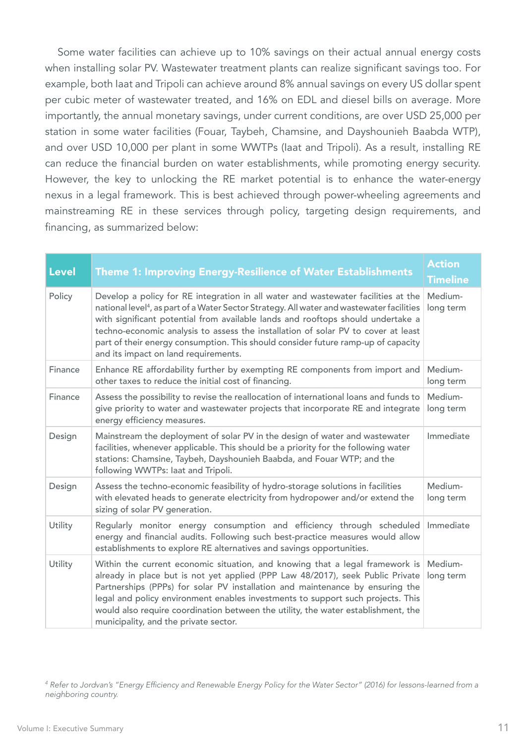Some water facilities can achieve up to 10% savings on their actual annual energy costs when installing solar PV. Wastewater treatment plants can realize significant savings too. For example, both Iaat and Tripoli can achieve around 8% annual savings on every US dollar spent per cubic meter of wastewater treated, and 16% on EDL and diesel bills on average. More importantly, the annual monetary savings, under current conditions, are over USD 25,000 per station in some water facilities (Fouar, Taybeh, Chamsine, and Dayshounieh Baabda WTP), and over USD 10,000 per plant in some WWTPs (Iaat and Tripoli). As a result, installing RE can reduce the financial burden on water establishments, while promoting energy security. However, the key to unlocking the RE market potential is to enhance the water-energy nexus in a legal framework. This is best achieved through power-wheeling agreements and mainstreaming RE in these services through policy, targeting design requirements, and financing, as summarized below:

| Level | Theme 1: Improving Energy-Resilience of Water Establishments | Action Timeline |
|---|---|---|
| Policy | Develop a policy for RE integration in all water and wastewater facilities at the national level[4], as part of a Water Sector Strategy. All water and wastewater facilities with significant potential from available lands and rooftops should undertake a techno-economic analysis to assess the installation of solar PV to cover at least part of their energy consumption. This should consider future ramp-up of capacity and its impact on land requirements. | Medium-long term |
| Finance | Enhance RE affordability further by exempting RE components from import and other taxes to reduce the initial cost of financing. | Medium-long term |
| Finance | Assess the possibility to revise the reallocation of international loans and funds to give priority to water and wastewater projects that incorporate RE and integrate energy efficiency measures. | Medium-long term |
| Design | Mainstream the deployment of solar PV in the design of water and wastewater facilities, whenever applicable. This should be a priority for the following water stations: Chamsine, Taybeh, Dayshounieh Baabda, and Fouar WTP; and the following WWTPs: Iaat and Tripoli. | Immediate |
| Design | Assess the techno-economic feasibility of hydro-storage solutions in facilities with elevated heads to generate electricity from hydropower and/or extend the sizing of solar PV generation. | Medium-long term |
| Utility | Regularly monitor energy consumption and efficiency through scheduled energy and financial audits. Following such best-practice measures would allow establishments to explore RE alternatives and savings opportunities. | Immediate |
| Utility | Within the current economic situation, and knowing that a legal framework is already in place but is not yet applied (PPP Law 48/2017), seek Public Private Partnerships (PPPs) for solar PV installation and maintenance by ensuring the legal and policy environment enables investments to support such projects. This would also require coordination between the utility, the water establishment, the municipality, and the private sector. | Medium-long term |

[4] *Refer to Jordvan's "Energy Efficiency and Renewable Energy Policy for the Water Sector" (2016) for lessons-learned from a neighboring country.*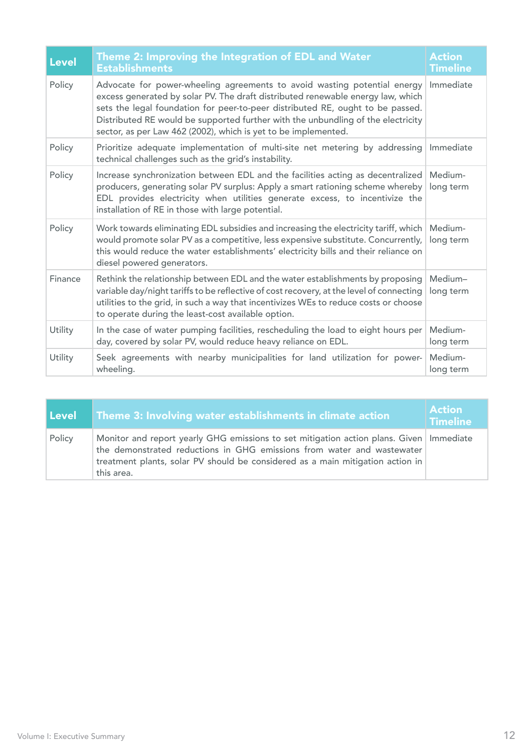| Level | Theme 2: Improving the Integration of EDL and Water Establishments | Action Timeline |
|---|---|---|
| Policy | Advocate for power-wheeling agreements to avoid wasting potential energy excess generated by solar PV. The draft distributed renewable energy law, which sets the legal foundation for peer-to-peer distributed RE, ought to be passed. Distributed RE would be supported further with the unbundling of the electricity sector, as per Law 462 (2002), which is yet to be implemented. | Immediate |
| Policy | Prioritize adequate implementation of multi-site net metering by addressing technical challenges such as the grid's instability. | Immediate |
| Policy | Increase synchronization between EDL and the facilities acting as decentralized producers, generating solar PV surplus: Apply a smart rationing scheme whereby EDL provides electricity when utilities generate excess, to incentivize the installation of RE in those with large potential. | Medium-long term |
| Policy | Work towards eliminating EDL subsidies and increasing the electricity tariff, which would promote solar PV as a competitive, less expensive substitute. Concurrently, this would reduce the water establishments' electricity bills and their reliance on diesel powered generators. | Medium-long term |
| Finance | Rethink the relationship between EDL and the water establishments by proposing variable day/night tariffs to be reflective of cost recovery, at the level of connecting utilities to the grid, in such a way that incentivizes WEs to reduce costs or choose to operate during the least-cost available option. | Medium–long term |
| Utility | In the case of water pumping facilities, rescheduling the load to eight hours per day, covered by solar PV, would reduce heavy reliance on EDL. | Medium-long term |
| Utility | Seek agreements with nearby municipalities for land utilization for power-wheeling. | Medium-long term |

| Level | Theme 3: Involving water establishments in climate action | Action Timeline |
|---|---|---|
| Policy | Monitor and report yearly GHG emissions to set mitigation action plans. Given the demonstrated reductions in GHG emissions from water and wastewater treatment plants, solar PV should be considered as a main mitigation action in this area. | Immediate |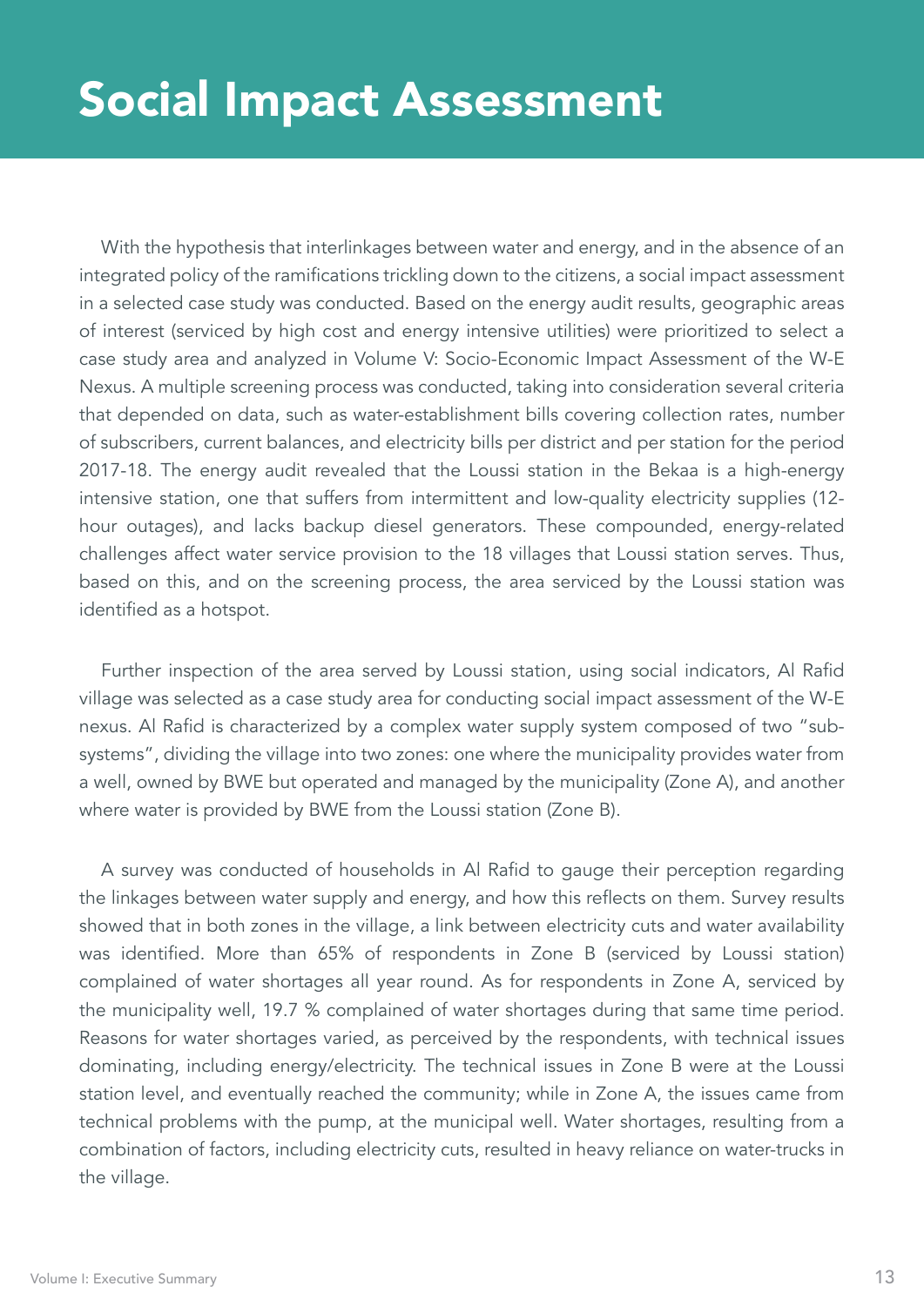# Social Impact Assessment

With the hypothesis that interlinkages between water and energy, and in the absence of an integrated policy of the ramifications trickling down to the citizens, a social impact assessment in a selected case study was conducted. Based on the energy audit results, geographic areas of interest (serviced by high cost and energy intensive utilities) were prioritized to select a case study area and analyzed in Volume V: Socio-Economic Impact Assessment of the W-E Nexus. A multiple screening process was conducted, taking into consideration several criteria that depended on data, such as water-establishment bills covering collection rates, number of subscribers, current balances, and electricity bills per district and per station for the period 2017-18. The energy audit revealed that the Loussi station in the Bekaa is a high-energy intensive station, one that suffers from intermittent and low-quality electricity supplies (12-hour outages), and lacks backup diesel generators. These compounded, energy-related challenges affect water service provision to the 18 villages that Loussi station serves. Thus, based on this, and on the screening process, the area serviced by the Loussi station was identified as a hotspot.

Further inspection of the area served by Loussi station, using social indicators, Al Rafid village was selected as a case study area for conducting social impact assessment of the W-E nexus. Al Rafid is characterized by a complex water supply system composed of two "sub-systems", dividing the village into two zones: one where the municipality provides water from a well, owned by BWE but operated and managed by the municipality (Zone A), and another where water is provided by BWE from the Loussi station (Zone B).

A survey was conducted of households in Al Rafid to gauge their perception regarding the linkages between water supply and energy, and how this reflects on them. Survey results showed that in both zones in the village, a link between electricity cuts and water availability was identified. More than 65% of respondents in Zone B (serviced by Loussi station) complained of water shortages all year round. As for respondents in Zone A, serviced by the municipality well, 19.7 % complained of water shortages during that same time period. Reasons for water shortages varied, as perceived by the respondents, with technical issues dominating, including energy/electricity. The technical issues in Zone B were at the Loussi station level, and eventually reached the community; while in Zone A, the issues came from technical problems with the pump, at the municipal well. Water shortages, resulting from a combination of factors, including electricity cuts, resulted in heavy reliance on water-trucks in the village.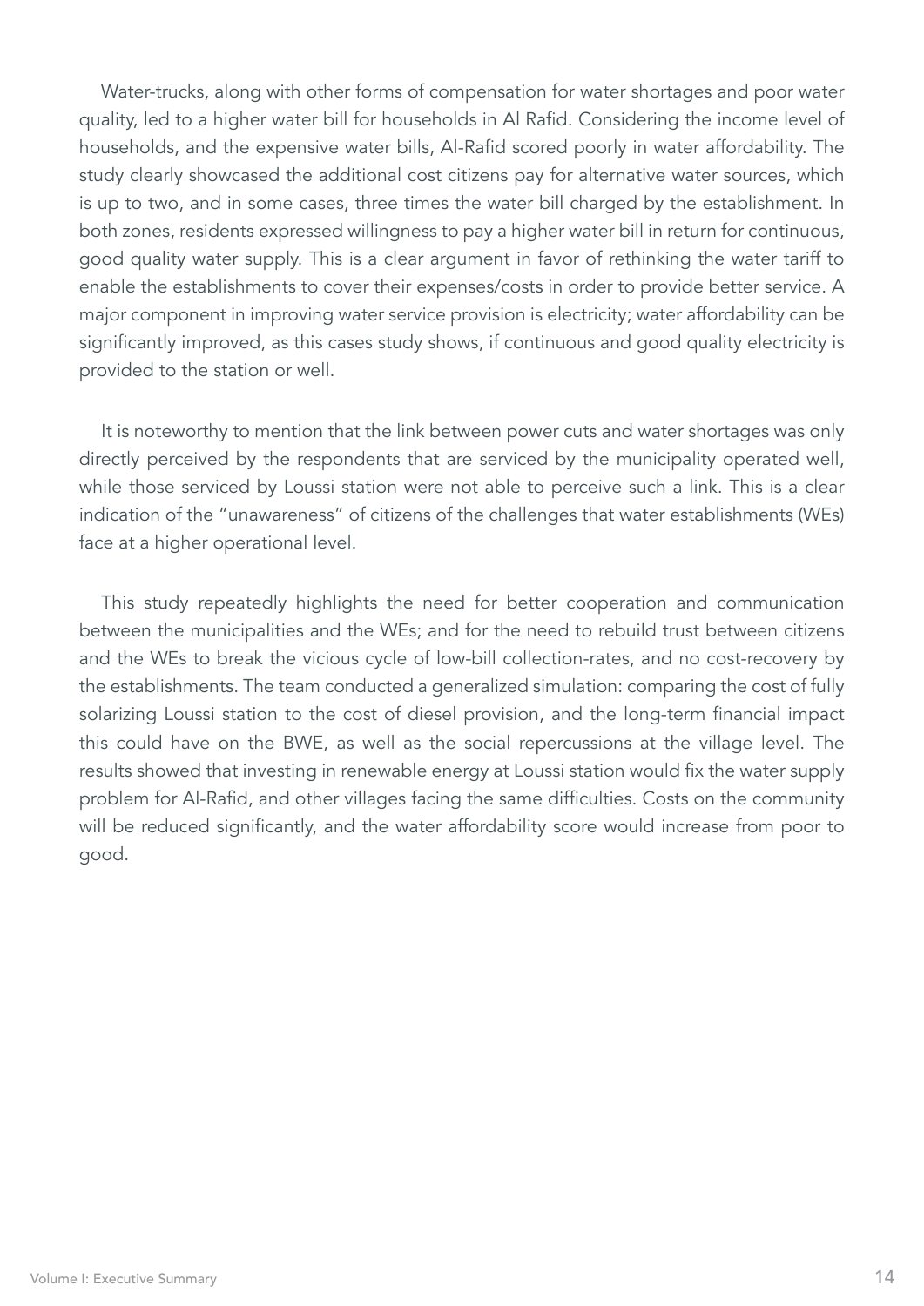Water-trucks, along with other forms of compensation for water shortages and poor water quality, led to a higher water bill for households in Al Rafid. Considering the income level of households, and the expensive water bills, Al-Rafid scored poorly in water affordability. The study clearly showcased the additional cost citizens pay for alternative water sources, which is up to two, and in some cases, three times the water bill charged by the establishment. In both zones, residents expressed willingness to pay a higher water bill in return for continuous, good quality water supply. This is a clear argument in favor of rethinking the water tariff to enable the establishments to cover their expenses/costs in order to provide better service. A major component in improving water service provision is electricity; water affordability can be significantly improved, as this cases study shows, if continuous and good quality electricity is provided to the station or well.

It is noteworthy to mention that the link between power cuts and water shortages was only directly perceived by the respondents that are serviced by the municipality operated well, while those serviced by Loussi station were not able to perceive such a link. This is a clear indication of the "unawareness" of citizens of the challenges that water establishments (WEs) face at a higher operational level.

This study repeatedly highlights the need for better cooperation and communication between the municipalities and the WEs; and for the need to rebuild trust between citizens and the WEs to break the vicious cycle of low-bill collection-rates, and no cost-recovery by the establishments. The team conducted a generalized simulation: comparing the cost of fully solarizing Loussi station to the cost of diesel provision, and the long-term financial impact this could have on the BWE, as well as the social repercussions at the village level. The results showed that investing in renewable energy at Loussi station would fix the water supply problem for Al-Rafid, and other villages facing the same difficulties. Costs on the community will be reduced significantly, and the water affordability score would increase from poor to good.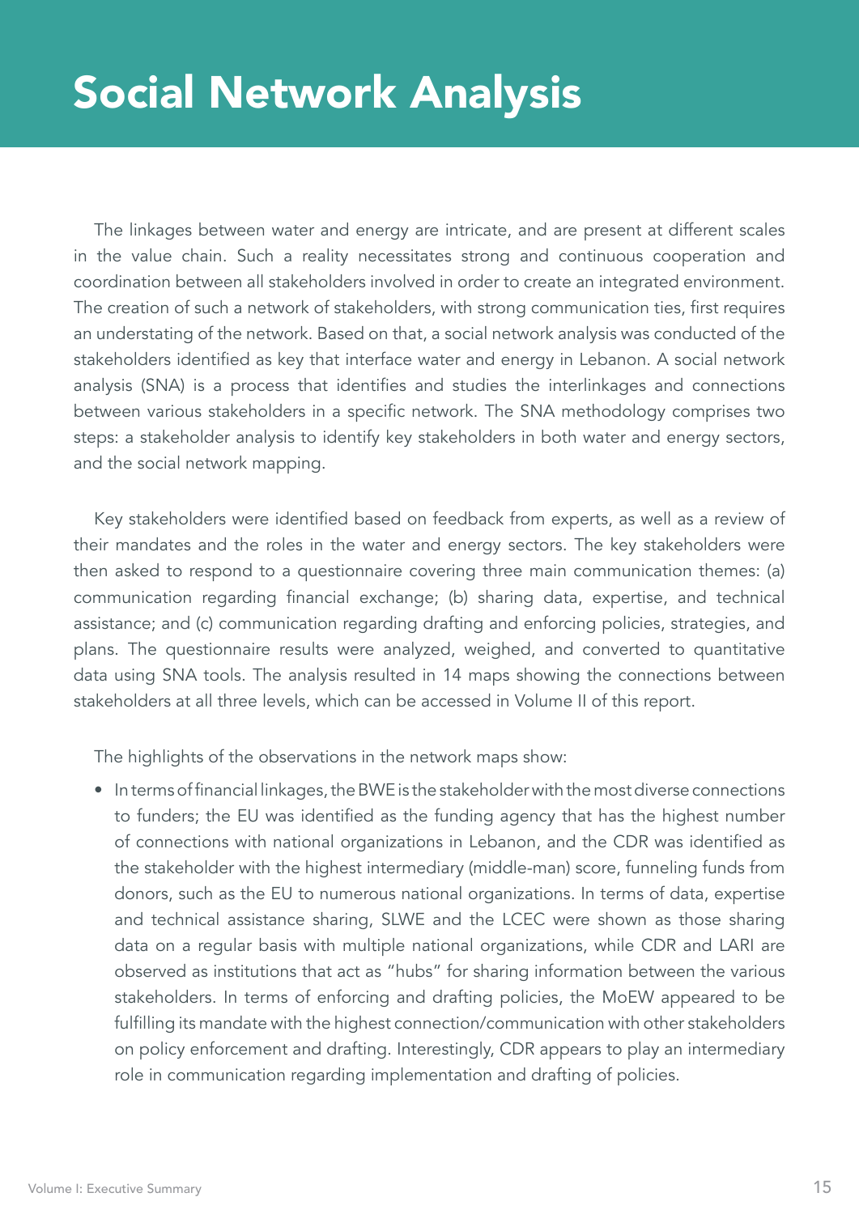# Social Network Analysis

The linkages between water and energy are intricate, and are present at different scales in the value chain. Such a reality necessitates strong and continuous cooperation and coordination between all stakeholders involved in order to create an integrated environment. The creation of such a network of stakeholders, with strong communication ties, first requires an understating of the network. Based on that, a social network analysis was conducted of the stakeholders identified as key that interface water and energy in Lebanon. A social network analysis (SNA) is a process that identifies and studies the interlinkages and connections between various stakeholders in a specific network. The SNA methodology comprises two steps: a stakeholder analysis to identify key stakeholders in both water and energy sectors, and the social network mapping.

Key stakeholders were identified based on feedback from experts, as well as a review of their mandates and the roles in the water and energy sectors. The key stakeholders were then asked to respond to a questionnaire covering three main communication themes: (a) communication regarding financial exchange; (b) sharing data, expertise, and technical assistance; and (c) communication regarding drafting and enforcing policies, strategies, and plans. The questionnaire results were analyzed, weighed, and converted to quantitative data using SNA tools. The analysis resulted in 14 maps showing the connections between stakeholders at all three levels, which can be accessed in Volume II of this report.

The highlights of the observations in the network maps show:

- In terms of financial linkages, the BWE is the stakeholder with the most diverse connections to funders; the EU was identified as the funding agency that has the highest number of connections with national organizations in Lebanon, and the CDR was identified as the stakeholder with the highest intermediary (middle-man) score, funneling funds from donors, such as the EU to numerous national organizations. In terms of data, expertise and technical assistance sharing, SLWE and the LCEC were shown as those sharing data on a regular basis with multiple national organizations, while CDR and LARI are observed as institutions that act as "hubs" for sharing information between the various stakeholders. In terms of enforcing and drafting policies, the MoEW appeared to be fulfilling its mandate with the highest connection/communication with other stakeholders on policy enforcement and drafting. Interestingly, CDR appears to play an intermediary role in communication regarding implementation and drafting of policies.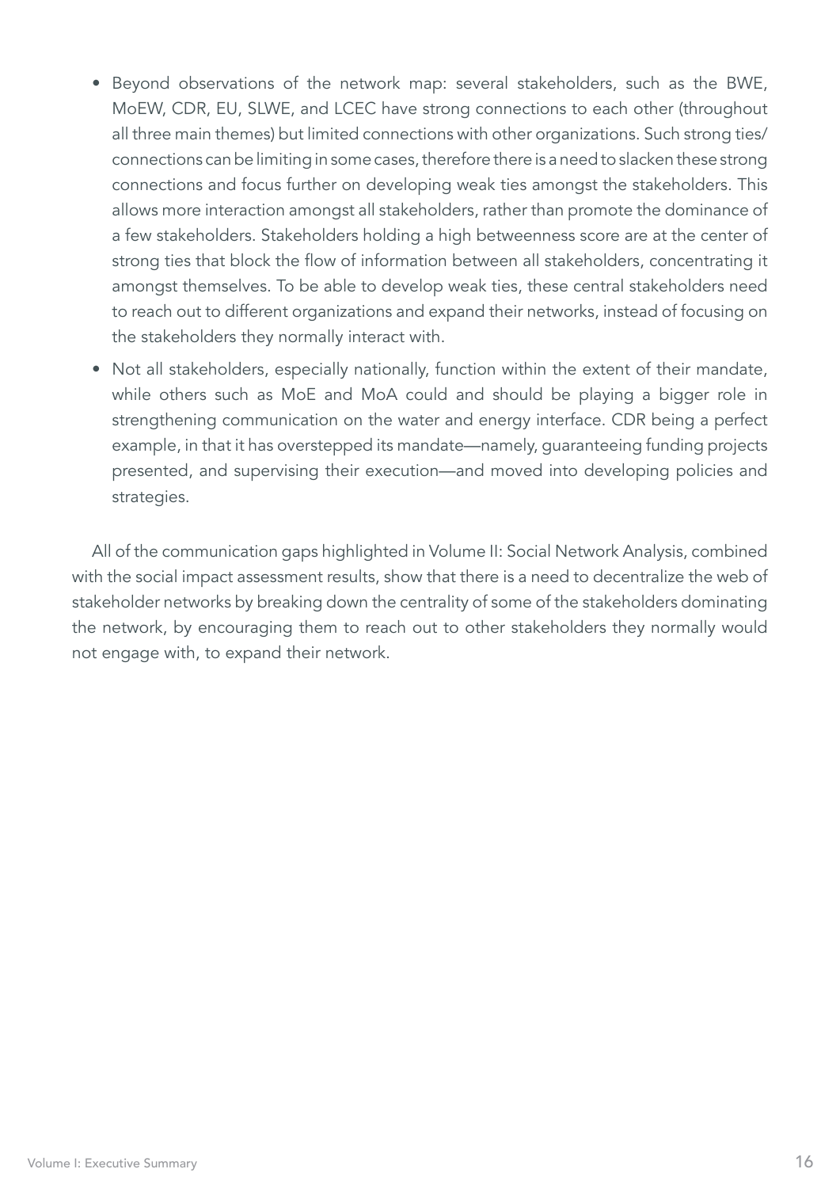- Beyond observations of the network map: several stakeholders, such as the BWE, MoEW, CDR, EU, SLWE, and LCEC have strong connections to each other (throughout all three main themes) but limited connections with other organizations. Such strong ties/ connections can be limiting in some cases, therefore there is a need to slacken these strong connections and focus further on developing weak ties amongst the stakeholders. This allows more interaction amongst all stakeholders, rather than promote the dominance of a few stakeholders. Stakeholders holding a high betweenness score are at the center of strong ties that block the flow of information between all stakeholders, concentrating it amongst themselves. To be able to develop weak ties, these central stakeholders need to reach out to different organizations and expand their networks, instead of focusing on the stakeholders they normally interact with.
- Not all stakeholders, especially nationally, function within the extent of their mandate, while others such as MoE and MoA could and should be playing a bigger role in strengthening communication on the water and energy interface. CDR being a perfect example, in that it has overstepped its mandate—namely, guaranteeing funding projects presented, and supervising their execution—and moved into developing policies and strategies.

All of the communication gaps highlighted in Volume II: Social Network Analysis, combined with the social impact assessment results, show that there is a need to decentralize the web of stakeholder networks by breaking down the centrality of some of the stakeholders dominating the network, by encouraging them to reach out to other stakeholders they normally would not engage with, to expand their network.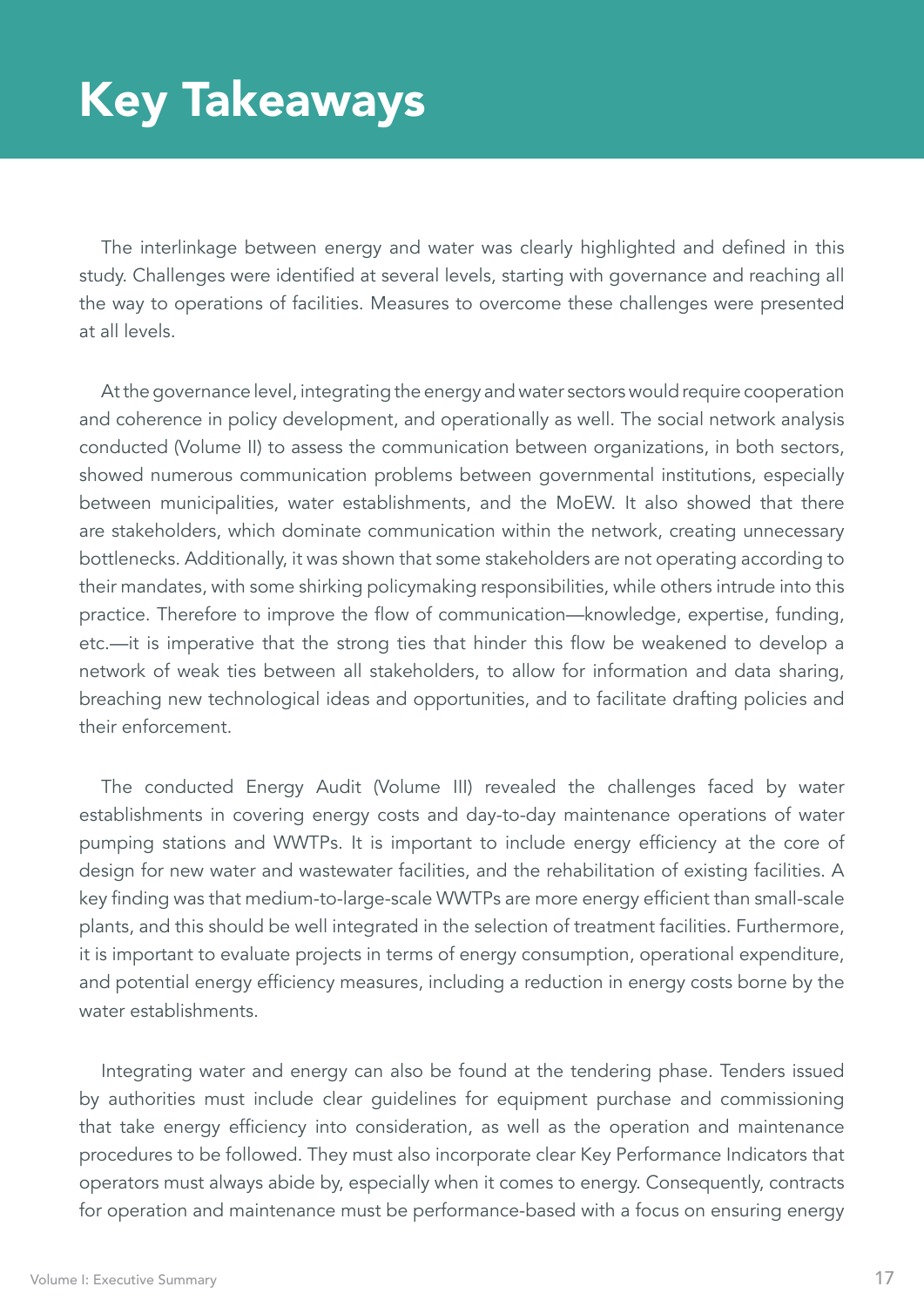# Key Takeaways

The interlinkage between energy and water was clearly highlighted and defined in this study. Challenges were identified at several levels, starting with governance and reaching all the way to operations of facilities. Measures to overcome these challenges were presented at all levels.

At the governance level, integrating the energy and water sectors would require cooperation and coherence in policy development, and operationally as well. The social network analysis conducted (Volume II) to assess the communication between organizations, in both sectors, showed numerous communication problems between governmental institutions, especially between municipalities, water establishments, and the MoEW. It also showed that there are stakeholders, which dominate communication within the network, creating unnecessary bottlenecks. Additionally, it was shown that some stakeholders are not operating according to their mandates, with some shirking policymaking responsibilities, while others intrude into this practice. Therefore to improve the flow of communication—knowledge, expertise, funding, etc.—it is imperative that the strong ties that hinder this flow be weakened to develop a network of weak ties between all stakeholders, to allow for information and data sharing, breaching new technological ideas and opportunities, and to facilitate drafting policies and their enforcement.

The conducted Energy Audit (Volume III) revealed the challenges faced by water establishments in covering energy costs and day-to-day maintenance operations of water pumping stations and WWTPs. It is important to include energy efficiency at the core of design for new water and wastewater facilities, and the rehabilitation of existing facilities. A key finding was that medium-to-large-scale WWTPs are more energy efficient than small-scale plants, and this should be well integrated in the selection of treatment facilities. Furthermore, it is important to evaluate projects in terms of energy consumption, operational expenditure, and potential energy efficiency measures, including a reduction in energy costs borne by the water establishments.

Integrating water and energy can also be found at the tendering phase. Tenders issued by authorities must include clear guidelines for equipment purchase and commissioning that take energy efficiency into consideration, as well as the operation and maintenance procedures to be followed. They must also incorporate clear Key Performance Indicators that operators must always abide by, especially when it comes to energy. Consequently, contracts for operation and maintenance must be performance-based with a focus on ensuring energy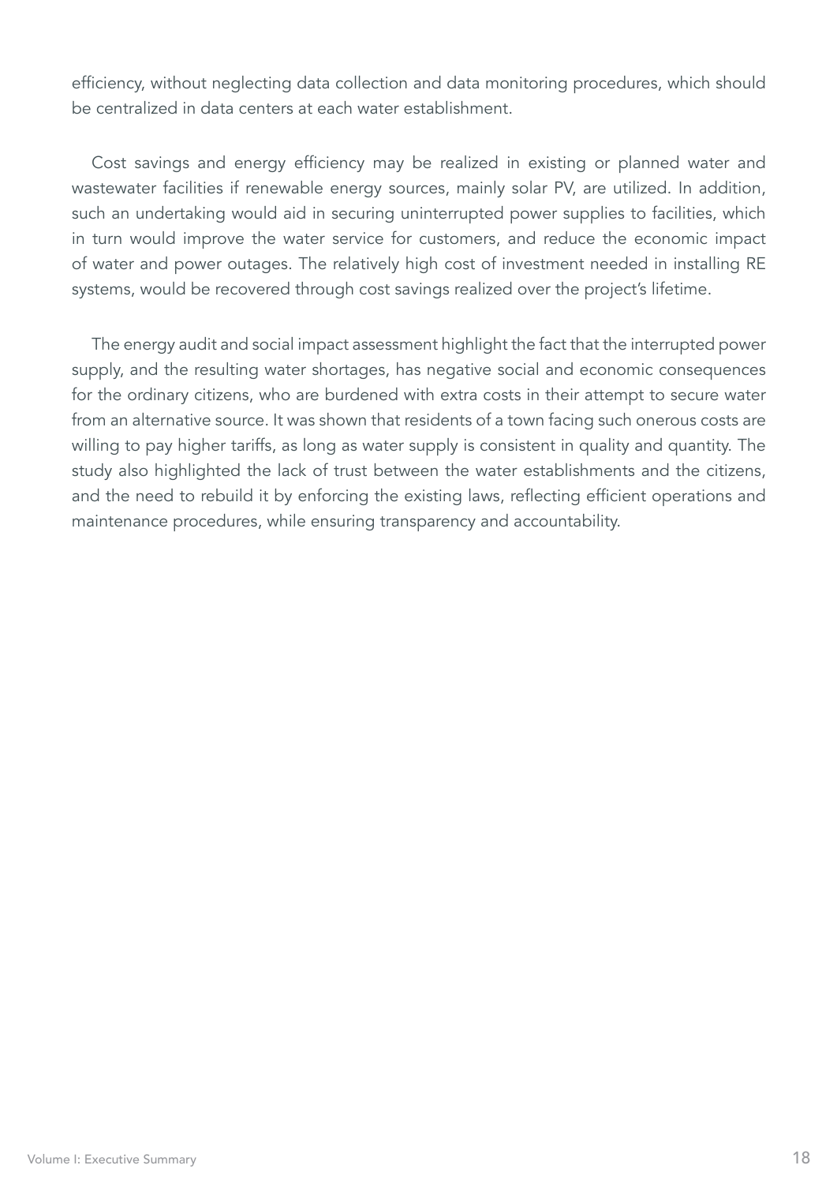efficiency, without neglecting data collection and data monitoring procedures, which should be centralized in data centers at each water establishment.

Cost savings and energy efficiency may be realized in existing or planned water and wastewater facilities if renewable energy sources, mainly solar PV, are utilized. In addition, such an undertaking would aid in securing uninterrupted power supplies to facilities, which in turn would improve the water service for customers, and reduce the economic impact of water and power outages. The relatively high cost of investment needed in installing RE systems, would be recovered through cost savings realized over the project's lifetime.

The energy audit and social impact assessment highlight the fact that the interrupted power supply, and the resulting water shortages, has negative social and economic consequences for the ordinary citizens, who are burdened with extra costs in their attempt to secure water from an alternative source. It was shown that residents of a town facing such onerous costs are willing to pay higher tariffs, as long as water supply is consistent in quality and quantity. The study also highlighted the lack of trust between the water establishments and the citizens, and the need to rebuild it by enforcing the existing laws, reflecting efficient operations and maintenance procedures, while ensuring transparency and accountability.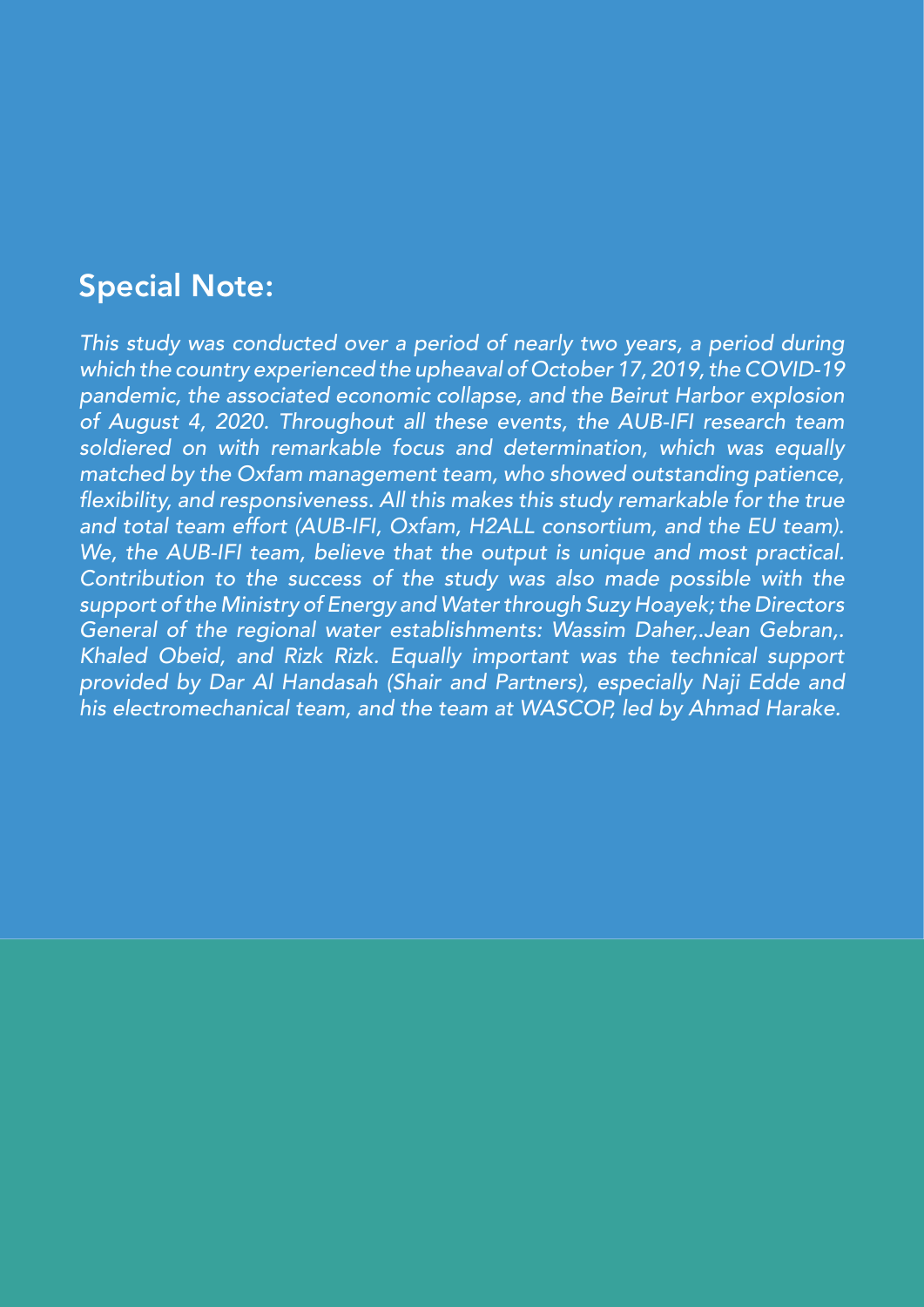## Special Note:

*This study was conducted over a period of nearly two years, a period during which the country experienced the upheaval of October 17, 2019, the COVID-19 pandemic, the associated economic collapse, and the Beirut Harbor explosion of August 4, 2020. Throughout all these events, the AUB-IFI research team soldiered on with remarkable focus and determination, which was equally matched by the Oxfam management team, who showed outstanding patience, flexibility, and responsiveness. All this makes this study remarkable for the true and total team effort (AUB-IFI, Oxfam, H2ALL consortium, and the EU team). We, the AUB-IFI team, believe that the output is unique and most practical. Contribution to the success of the study was also made possible with the support of the Ministry of Energy and Water through Suzy Hoayek; the Directors General of the regional water establishments: Wassim Daher,.Jean Gebran,. Khaled Obeid, and Rizk Rizk. Equally important was the technical support provided by Dar Al Handasah (Shair and Partners), especially Naji Edde and his electromechanical team, and the team at WASCOP, led by Ahmad Harake.*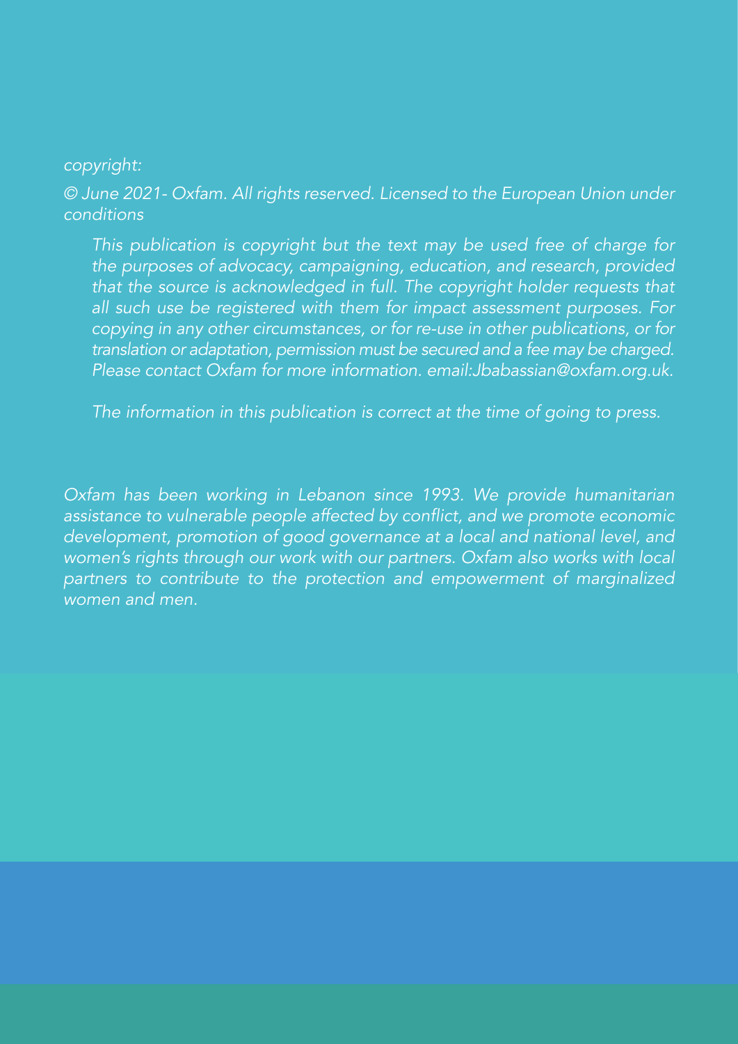*copyright:*

*© June 2021- Oxfam. All rights reserved. Licensed to the European Union under conditions*

*This publication is copyright but the text may be used free of charge for the purposes of advocacy, campaigning, education, and research, provided that the source is acknowledged in full. The copyright holder requests that all such use be registered with them for impact assessment purposes. For copying in any other circumstances, or for re-use in other publications, or for translation or adaptation, permission must be secured and a fee may be charged. Please contact Oxfam for more information. email:Jbabassian@oxfam.org.uk.*

*The information in this publication is correct at the time of going to press.*

*Oxfam has been working in Lebanon since 1993. We provide humanitarian assistance to vulnerable people affected by conflict, and we promote economic development, promotion of good governance at a local and national level, and women's rights through our work with our partners. Oxfam also works with local partners to contribute to the protection and empowerment of marginalized women and men.*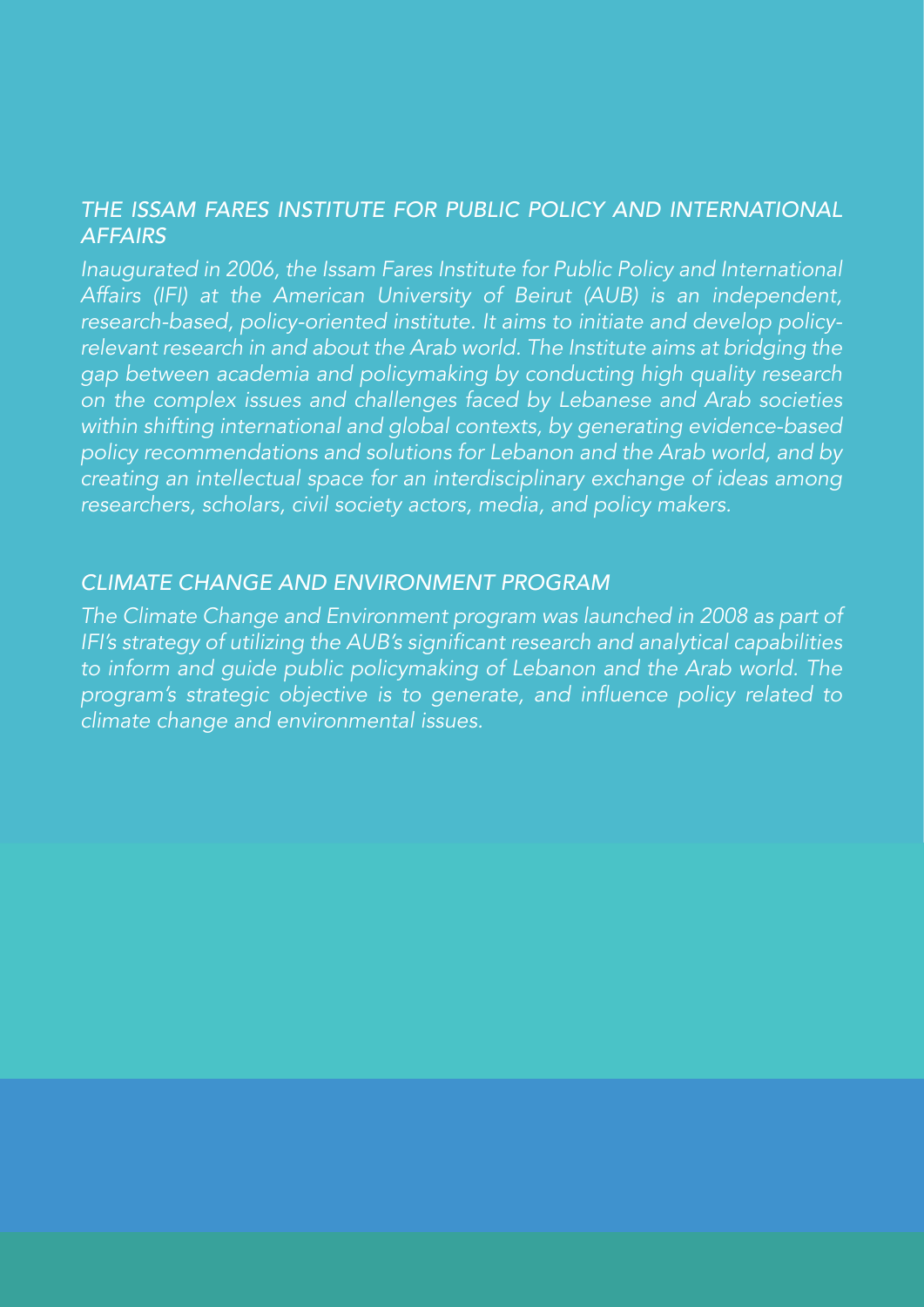## *THE ISSAM FARES INSTITUTE FOR PUBLIC POLICY AND INTERNATIONAL AFFAIRS*

*Inaugurated in 2006, the Issam Fares Institute for Public Policy and International Affairs (IFI) at the American University of Beirut (AUB) is an independent, research-based, policy-oriented institute. It aims to initiate and develop policy-relevant research in and about the Arab world. The Institute aims at bridging the gap between academia and policymaking by conducting high quality research on the complex issues and challenges faced by Lebanese and Arab societies within shifting international and global contexts, by generating evidence-based policy recommendations and solutions for Lebanon and the Arab world, and by creating an intellectual space for an interdisciplinary exchange of ideas among researchers, scholars, civil society actors, media, and policy makers.*

## *CLIMATE CHANGE AND ENVIRONMENT PROGRAM*

*The Climate Change and Environment program was launched in 2008 as part of IFI's strategy of utilizing the AUB's significant research and analytical capabilities to inform and guide public policymaking of Lebanon and the Arab world. The program's strategic objective is to generate, and influence policy related to climate change and environmental issues.*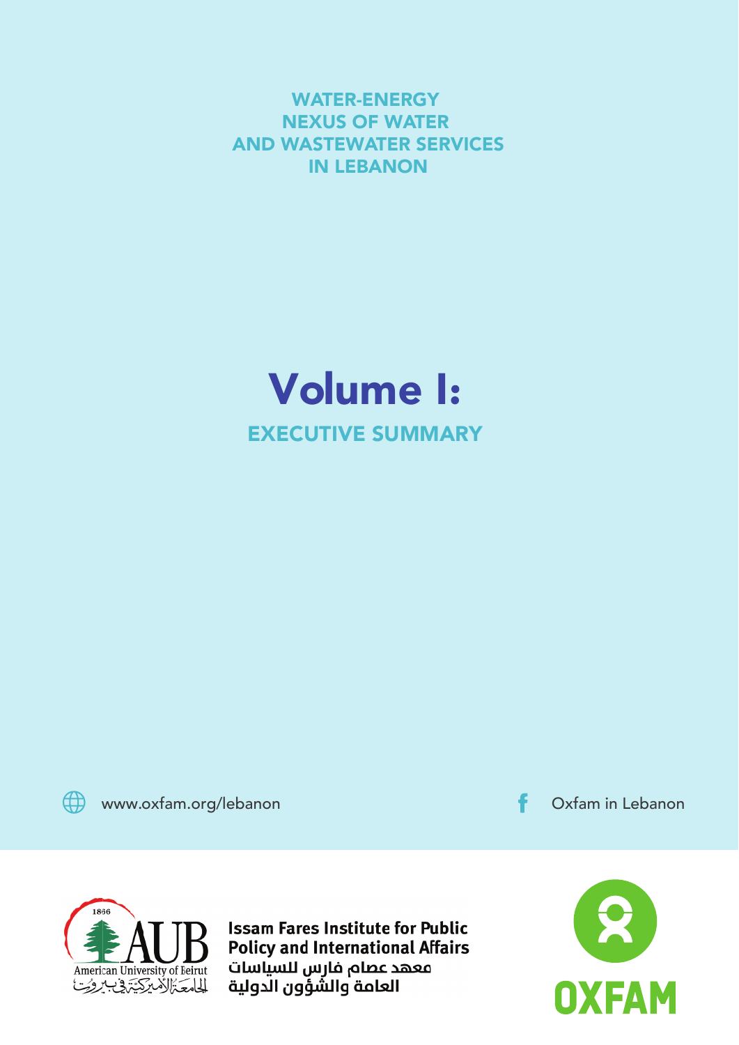WATER-ENERGY
NEXUS OF WATER
AND WASTEWATER SERVICES
IN LEBANON

# Volume I:

## EXECUTIVE SUMMARY

www.oxfam.org/lebanon

Oxfam in Lebanon

1866

AUB

American University of Beirut

الجامعة الأميركية في بيروت

Issam Fares Institute for Public Policy and International Affairs

معهد عصام فارس للسياسات العامة والشؤون الدولية

OXFAM